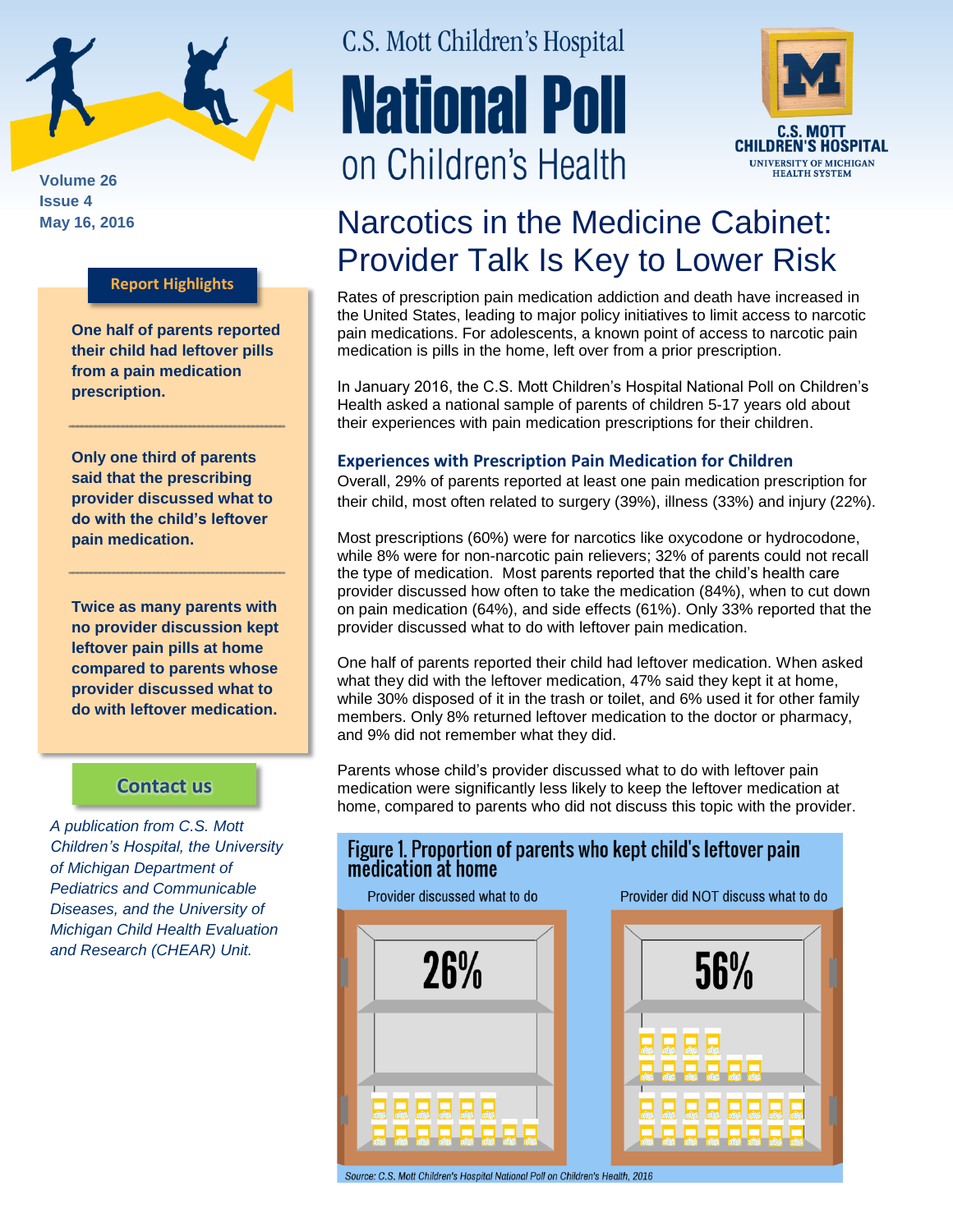# C.S. Mott Children's Hospital National Poll on Children's Health

C.S. MOTT CHILDREN'S HOSPITAL
UNIVERSITY OF MICHIGAN HEALTH SYSTEM

Volume 26
Issue 4
May 16, 2016

## Narcotics in the Medicine Cabinet: Provider Talk Is Key to Lower Risk

Rates of prescription pain medication addiction and death have increased in the United States, leading to major policy initiatives to limit access to narcotic pain medications. For adolescents, a known point of access to narcotic pain medication is pills in the home, left over from a prior prescription.

In January 2016, the C.S. Mott Children's Hospital National Poll on Children's Health asked a national sample of parents of children 5-17 years old about their experiences with pain medication prescriptions for their children.

### Experiences with Prescription Pain Medication for Children

Overall, 29% of parents reported at least one pain medication prescription for their child, most often related to surgery (39%), illness (33%) and injury (22%).

Most prescriptions (60%) were for narcotics like oxycodone or hydrocodone, while 8% were for non-narcotic pain relievers; 32% of parents could not recall the type of medication. Most parents reported that the child's health care provider discussed how often to take the medication (84%), when to cut down on pain medication (64%), and side effects (61%). Only 33% reported that the provider discussed what to do with leftover pain medication.

One half of parents reported their child had leftover medication. When asked what they did with the leftover medication, 47% said they kept it at home, while 30% disposed of it in the trash or toilet, and 6% used it for other family members. Only 8% returned leftover medication to the doctor or pharmacy, and 9% did not remember what they did.

Parents whose child's provider discussed what to do with leftover pain medication were significantly less likely to keep the leftover medication at home, compared to parents who did not discuss this topic with the provider.

**Figure 1. Proportion of parents who kept child's leftover pain medication at home**

| Provider discussed what to do | Provider did NOT discuss what to do |
| --- | --- |
| 26% | 56% |

Source: C.S. Mott Children's Hospital National Poll on Children's Health, 2016

**Report Highlights**

**One half of parents reported their child had leftover pills from a pain medication prescription.**

**Only one third of parents said that the prescribing provider discussed what to do with the child's leftover pain medication.**

**Twice as many parents with no provider discussion kept leftover pain pills at home compared to parents whose provider discussed what to do with leftover medication.**

**Contact us**

*A publication from C.S. Mott Children's Hospital, the University of Michigan Department of Pediatrics and Communicable Diseases, and the University of Michigan Child Health Evaluation and Research (CHEAR) Unit.*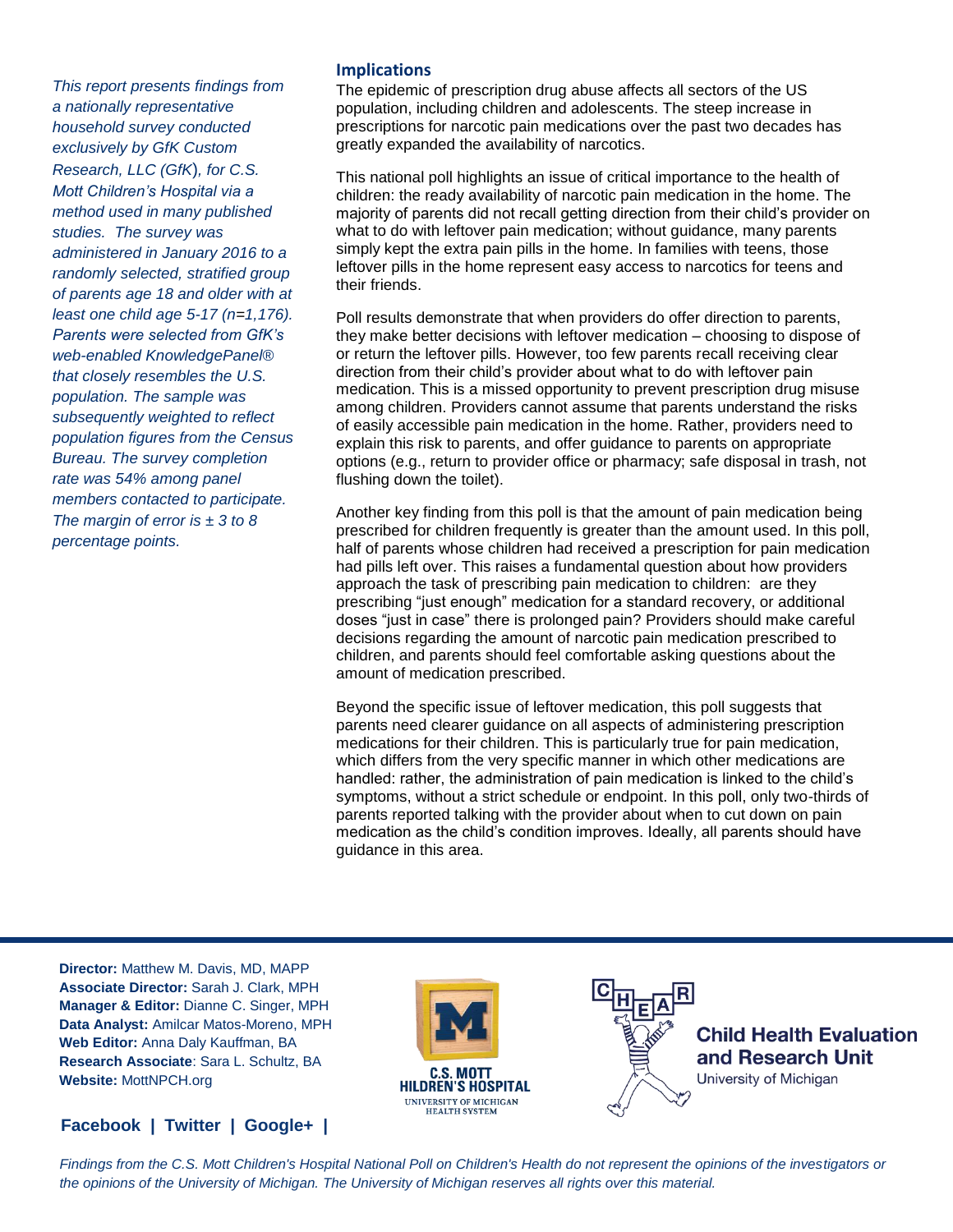*This report presents findings from a nationally representative household survey conducted exclusively by GfK Custom Research, LLC (GfK), for C.S. Mott Children's Hospital via a method used in many published studies. The survey was administered in January 2016 to a randomly selected, stratified group of parents age 18 and older with at least one child age 5-17 (n=1,176). Parents were selected from GfK's web-enabled KnowledgePanel® that closely resembles the U.S. population. The sample was subsequently weighted to reflect population figures from the Census Bureau. The survey completion rate was 54% among panel members contacted to participate. The margin of error is ± 3 to 8 percentage points.*

## Implications

The epidemic of prescription drug abuse affects all sectors of the US population, including children and adolescents. The steep increase in prescriptions for narcotic pain medications over the past two decades has greatly expanded the availability of narcotics.

This national poll highlights an issue of critical importance to the health of children: the ready availability of narcotic pain medication in the home. The majority of parents did not recall getting direction from their child's provider on what to do with leftover pain medication; without guidance, many parents simply kept the extra pain pills in the home. In families with teens, those leftover pills in the home represent easy access to narcotics for teens and their friends.

Poll results demonstrate that when providers do offer direction to parents, they make better decisions with leftover medication – choosing to dispose of or return the leftover pills. However, too few parents recall receiving clear direction from their child's provider about what to do with leftover pain medication. This is a missed opportunity to prevent prescription drug misuse among children. Providers cannot assume that parents understand the risks of easily accessible pain medication in the home. Rather, providers need to explain this risk to parents, and offer guidance to parents on appropriate options (e.g., return to provider office or pharmacy; safe disposal in trash, not flushing down the toilet).

Another key finding from this poll is that the amount of pain medication being prescribed for children frequently is greater than the amount used. In this poll, half of parents whose children had received a prescription for pain medication had pills left over. This raises a fundamental question about how providers approach the task of prescribing pain medication to children: are they prescribing "just enough" medication for a standard recovery, or additional doses "just in case" there is prolonged pain? Providers should make careful decisions regarding the amount of narcotic pain medication prescribed to children, and parents should feel comfortable asking questions about the amount of medication prescribed.

Beyond the specific issue of leftover medication, this poll suggests that parents need clearer guidance on all aspects of administering prescription medications for their children. This is particularly true for pain medication, which differs from the very specific manner in which other medications are handled: rather, the administration of pain medication is linked to the child's symptoms, without a strict schedule or endpoint. In this poll, only two-thirds of parents reported talking with the provider about when to cut down on pain medication as the child's condition improves. Ideally, all parents should have guidance in this area.

**Director:** Matthew M. Davis, MD, MAPP
**Associate Director:** Sarah J. Clark, MPH
**Manager & Editor:** Dianne C. Singer, MPH
**Data Analyst:** Amilcar Matos-Moreno, MPH
**Web Editor:** Anna Daly Kauffman, BA
**Research Associate**: Sara L. Schultz, BA
**Website:** MottNPCH.org

**Facebook | Twitter | Google+ |**

C.S. MOTT CHILDREN'S HOSPITAL
UNIVERSITY OF MICHIGAN HEALTH SYSTEM

CHEAR
Child Health Evaluation and Research Unit
University of Michigan

*Findings from the C.S. Mott Children's Hospital National Poll on Children's Health do not represent the opinions of the investigators or the opinions of the University of Michigan. The University of Michigan reserves all rights over this material.*